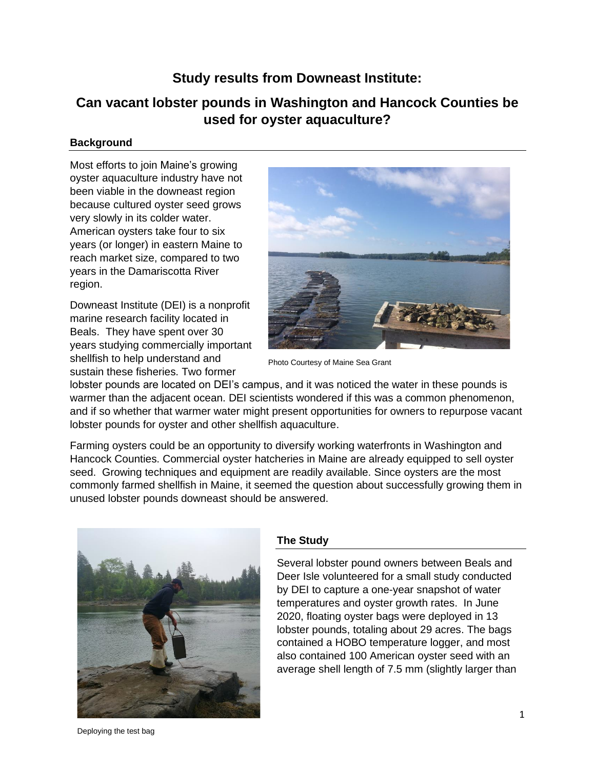# Study results from Downeast Institute:

## Can vacant lobster pounds in Washington and Hancock Counties be used for oyster aquaculture?

### Background

Most efforts to join Maine's growing oyster aquaculture industry have not been viable in the downeast region because cultured oyster seed grows very slowly in its colder water. American oysters take four to six years (or longer) in eastern Maine to reach market size, compared to two years in the Damariscotta River region.

Photo Courtesy of Maine Sea Grant

Downeast Institute (DEI) is a nonprofit marine research facility located in Beals. They have spent over 30 years studying commercially important shellfish to help understand and sustain these fisheries. Two former lobster pounds are located on DEI's campus, and it was noticed the water in these pounds is warmer than the adjacent ocean. DEI scientists wondered if this was a common phenomenon, and if so whether that warmer water might present opportunities for owners to repurpose vacant lobster pounds for oyster and other shellfish aquaculture.

Farming oysters could be an opportunity to diversify working waterfronts in Washington and Hancock Counties. Commercial oyster hatcheries in Maine are already equipped to sell oyster seed. Growing techniques and equipment are readily available. Since oysters are the most commonly farmed shellfish in Maine, it seemed the question about successfully growing them in unused lobster pounds downeast should be answered.

Deploying the test bag

### The Study

Several lobster pound owners between Beals and Deer Isle volunteered for a small study conducted by DEI to capture a one-year snapshot of water temperatures and oyster growth rates. In June 2020, floating oyster bags were deployed in 13 lobster pounds, totaling about 29 acres. The bags contained a HOBO temperature logger, and most also contained 100 American oyster seed with an average shell length of 7.5 mm (slightly larger than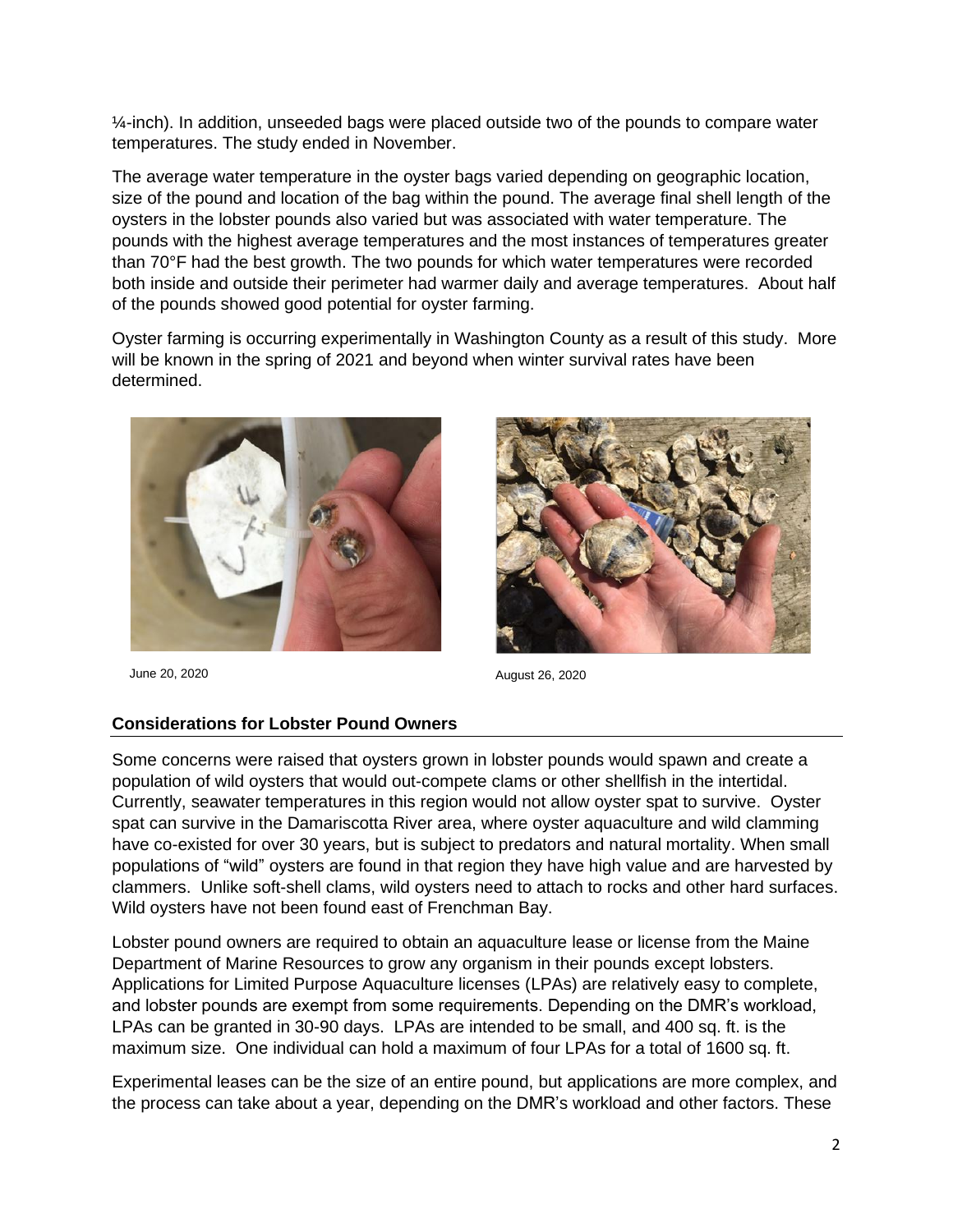¼-inch). In addition, unseeded bags were placed outside two of the pounds to compare water temperatures. The study ended in November.

The average water temperature in the oyster bags varied depending on geographic location, size of the pound and location of the bag within the pound. The average final shell length of the oysters in the lobster pounds also varied but was associated with water temperature. The pounds with the highest average temperatures and the most instances of temperatures greater than 70°F had the best growth. The two pounds for which water temperatures were recorded both inside and outside their perimeter had warmer daily and average temperatures. About half of the pounds showed good potential for oyster farming.

Oyster farming is occurring experimentally in Washington County as a result of this study. More will be known in the spring of 2021 and beyond when winter survival rates have been determined.

June 20, 2020

August 26, 2020

## Considerations for Lobster Pound Owners

Some concerns were raised that oysters grown in lobster pounds would spawn and create a population of wild oysters that would out-compete clams or other shellfish in the intertidal. Currently, seawater temperatures in this region would not allow oyster spat to survive. Oyster spat can survive in the Damariscotta River area, where oyster aquaculture and wild clamming have co-existed for over 30 years, but is subject to predators and natural mortality. When small populations of "wild" oysters are found in that region they have high value and are harvested by clammers. Unlike soft-shell clams, wild oysters need to attach to rocks and other hard surfaces. Wild oysters have not been found east of Frenchman Bay.

Lobster pound owners are required to obtain an aquaculture lease or license from the Maine Department of Marine Resources to grow any organism in their pounds except lobsters. Applications for Limited Purpose Aquaculture licenses (LPAs) are relatively easy to complete, and lobster pounds are exempt from some requirements. Depending on the DMR's workload, LPAs can be granted in 30-90 days. LPAs are intended to be small, and 400 sq. ft. is the maximum size. One individual can hold a maximum of four LPAs for a total of 1600 sq. ft.

Experimental leases can be the size of an entire pound, but applications are more complex, and the process can take about a year, depending on the DMR's workload and other factors. These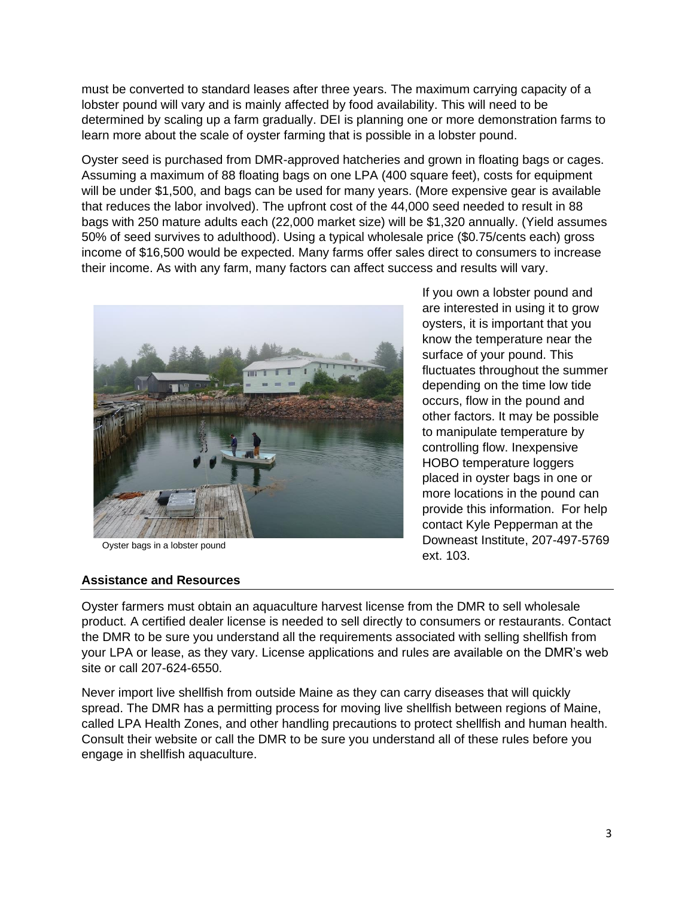must be converted to standard leases after three years. The maximum carrying capacity of a lobster pound will vary and is mainly affected by food availability. This will need to be determined by scaling up a farm gradually. DEI is planning one or more demonstration farms to learn more about the scale of oyster farming that is possible in a lobster pound.

Oyster seed is purchased from DMR-approved hatcheries and grown in floating bags or cages. Assuming a maximum of 88 floating bags on one LPA (400 square feet), costs for equipment will be under $1,500, and bags can be used for many years. (More expensive gear is available that reduces the labor involved). The upfront cost of the 44,000 seed needed to result in 88 bags with 250 mature adults each (22,000 market size) will be $1,320 annually. (Yield assumes 50% of seed survives to adulthood). Using a typical wholesale price ($0.75/cents each) gross income of $16,500 would be expected. Many farms offer sales direct to consumers to increase their income. As with any farm, many factors can affect success and results will vary.

Oyster bags in a lobster pound

If you own a lobster pound and are interested in using it to grow oysters, it is important that you know the temperature near the surface of your pound. This fluctuates throughout the summer depending on the time low tide occurs, flow in the pound and other factors. It may be possible to manipulate temperature by controlling flow. Inexpensive HOBO temperature loggers placed in oyster bags in one or more locations in the pound can provide this information. For help contact Kyle Pepperman at the Downeast Institute, 207-497-5769 ext. 103.

## Assistance and Resources

Oyster farmers must obtain an aquaculture harvest license from the DMR to sell wholesale product. A certified dealer license is needed to sell directly to consumers or restaurants. Contact the DMR to be sure you understand all the requirements associated with selling shellfish from your LPA or lease, as they vary. License applications and rules are available on the DMR's web site or call 207-624-6550.

Never import live shellfish from outside Maine as they can carry diseases that will quickly spread. The DMR has a permitting process for moving live shellfish between regions of Maine, called LPA Health Zones, and other handling precautions to protect shellfish and human health. Consult their website or call the DMR to be sure you understand all of these rules before you engage in shellfish aquaculture.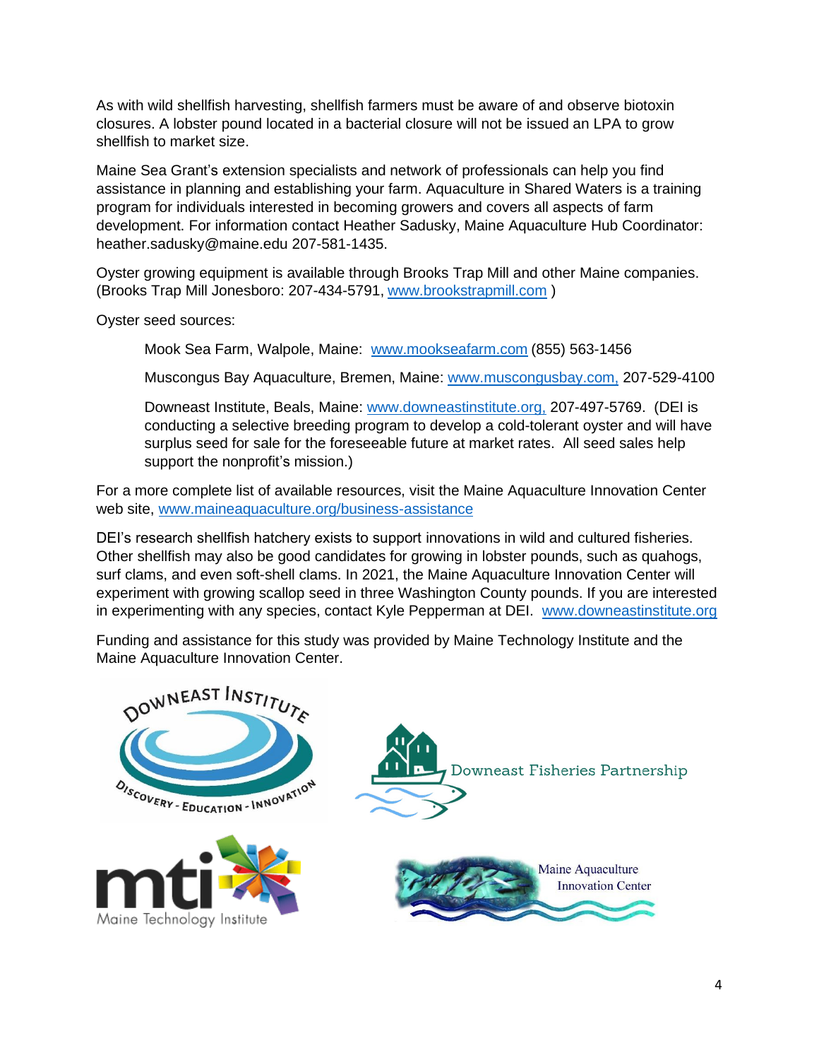As with wild shellfish harvesting, shellfish farmers must be aware of and observe biotoxin closures. A lobster pound located in a bacterial closure will not be issued an LPA to grow shellfish to market size.

Maine Sea Grant's extension specialists and network of professionals can help you find assistance in planning and establishing your farm. Aquaculture in Shared Waters is a training program for individuals interested in becoming growers and covers all aspects of farm development. For information contact Heather Sadusky, Maine Aquaculture Hub Coordinator: heather.sadusky@maine.edu 207-581-1435.

Oyster growing equipment is available through Brooks Trap Mill and other Maine companies. (Brooks Trap Mill Jonesboro: 207-434-5791, www.brookstrapmill.com )

Oyster seed sources:

> Mook Sea Farm, Walpole, Maine: www.mookseafarm.com (855) 563-1456
>
> Muscongus Bay Aquaculture, Bremen, Maine: www.muscongusbay.com, 207-529-4100
>
> Downeast Institute, Beals, Maine: www.downeastinstitute.org, 207-497-5769. (DEI is conducting a selective breeding program to develop a cold-tolerant oyster and will have surplus seed for sale for the foreseeable future at market rates. All seed sales help support the nonprofit's mission.)

For a more complete list of available resources, visit the Maine Aquaculture Innovation Center web site, www.maineaquaculture.org/business-assistance

DEI's research shellfish hatchery exists to support innovations in wild and cultured fisheries. Other shellfish may also be good candidates for growing in lobster pounds, such as quahogs, surf clams, and even soft-shell clams. In 2021, the Maine Aquaculture Innovation Center will experiment with growing scallop seed in three Washington County pounds. If you are interested in experimenting with any species, contact Kyle Pepperman at DEI. www.downeastinstitute.org

Funding and assistance for this study was provided by Maine Technology Institute and the Maine Aquaculture Innovation Center.

Downeast Institute — Discovery - Education - Innovation

Downeast Fisheries Partnership

mti Maine Technology Institute

Maine Aquaculture Innovation Center